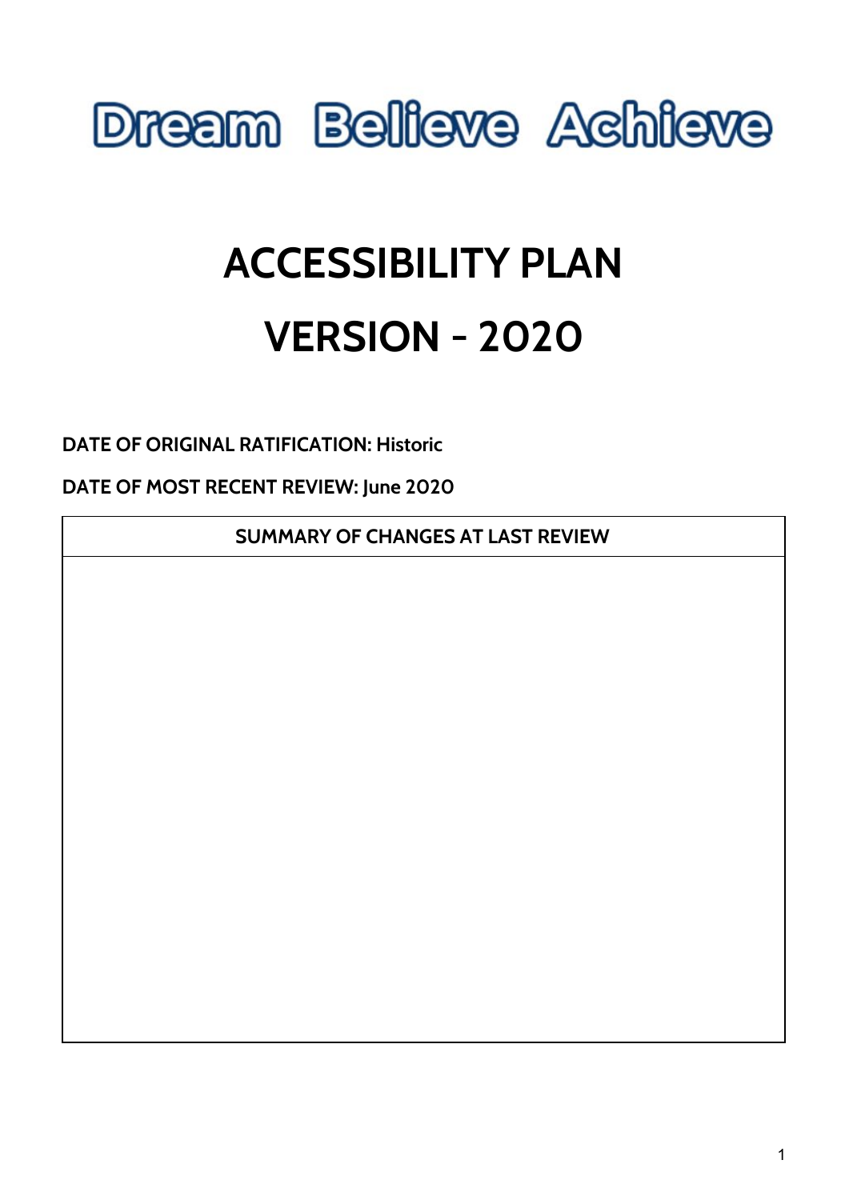Dream Believe Achieve

# ACCESSIBILITY PLAN

# VERSION - 2020

**DATE OF ORIGINAL RATIFICATION: Historic**

**DATE OF MOST RECENT REVIEW: June 2020**

| SUMMARY OF CHANGES AT LAST REVIEW |
| --- |
| |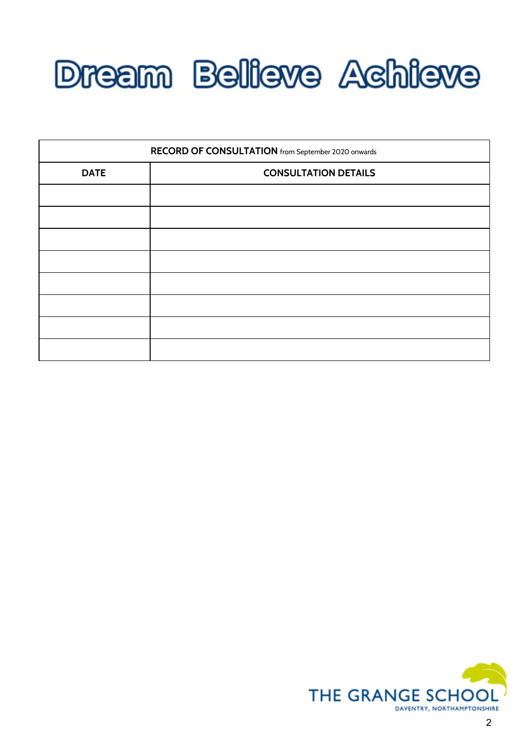# Dream Believe Achieve

| **RECORD OF CONSULTATION** from September 2020 onwards | |
|---|---|
| **DATE** | **CONSULTATION DETAILS** |
| | |
| | |
| | |
| | |
| | |
| | |
| | |
| | |

THE GRANGE SCHOOL
DAVENTRY, NORTHAMPTONSHIRE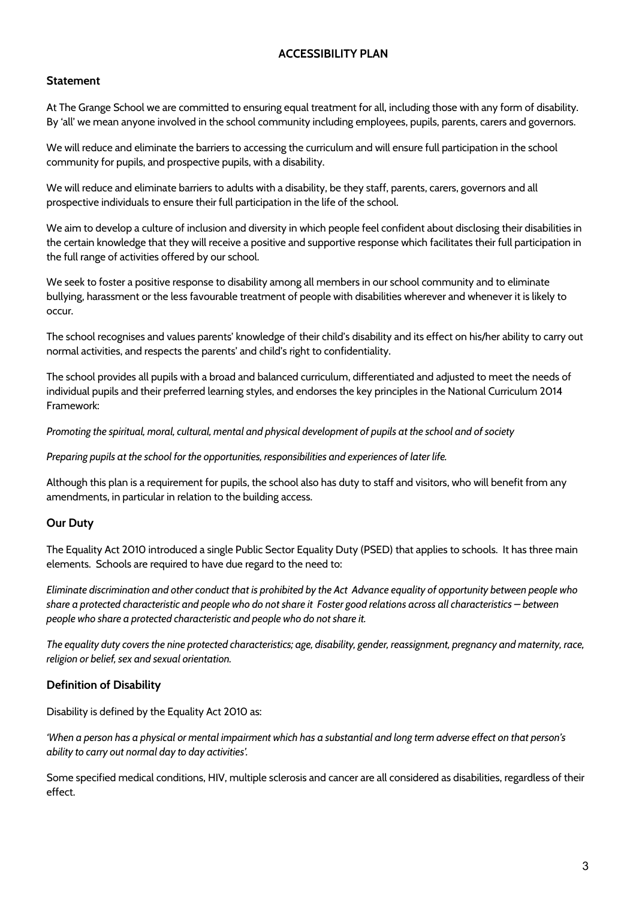# ACCESSIBILITY PLAN

## Statement

At The Grange School we are committed to ensuring equal treatment for all, including those with any form of disability. By 'all' we mean anyone involved in the school community including employees, pupils, parents, carers and governors.

We will reduce and eliminate the barriers to accessing the curriculum and will ensure full participation in the school community for pupils, and prospective pupils, with a disability.

We will reduce and eliminate barriers to adults with a disability, be they staff, parents, carers, governors and all prospective individuals to ensure their full participation in the life of the school.

We aim to develop a culture of inclusion and diversity in which people feel confident about disclosing their disabilities in the certain knowledge that they will receive a positive and supportive response which facilitates their full participation in the full range of activities offered by our school.

We seek to foster a positive response to disability among all members in our school community and to eliminate bullying, harassment or the less favourable treatment of people with disabilities wherever and whenever it is likely to occur.

The school recognises and values parents' knowledge of their child's disability and its effect on his/her ability to carry out normal activities, and respects the parents' and child's right to confidentiality.

The school provides all pupils with a broad and balanced curriculum, differentiated and adjusted to meet the needs of individual pupils and their preferred learning styles, and endorses the key principles in the National Curriculum 2014 Framework:

*Promoting the spiritual, moral, cultural, mental and physical development of pupils at the school and of society*

*Preparing pupils at the school for the opportunities, responsibilities and experiences of later life.*

Although this plan is a requirement for pupils, the school also has duty to staff and visitors, who will benefit from any amendments, in particular in relation to the building access.

## Our Duty

The Equality Act 2010 introduced a single Public Sector Equality Duty (PSED) that applies to schools. It has three main elements. Schools are required to have due regard to the need to:

*Eliminate discrimination and other conduct that is prohibited by the Act Advance equality of opportunity between people who share a protected characteristic and people who do not share it Foster good relations across all characteristics – between people who share a protected characteristic and people who do not share it.*

*The equality duty covers the nine protected characteristics; age, disability, gender, reassignment, pregnancy and maternity, race, religion or belief, sex and sexual orientation.*

## Definition of Disability

Disability is defined by the Equality Act 2010 as:

*'When a person has a physical or mental impairment which has a substantial and long term adverse effect on that person's ability to carry out normal day to day activities'.*

Some specified medical conditions, HIV, multiple sclerosis and cancer are all considered as disabilities, regardless of their effect.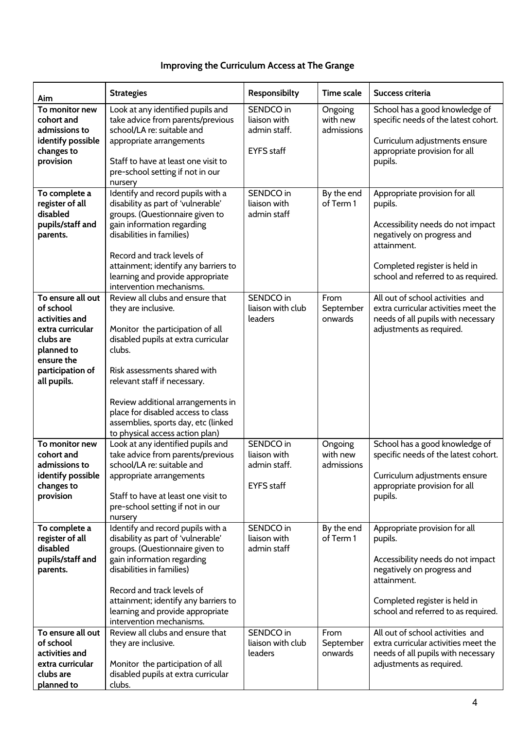## Improving the Curriculum Access at The Grange

| Aim | Strategies | Responsibilty | Time scale | Success criteria |
|---|---|---|---|---|
| **To monitor new cohort and admissions to identify possible changes to provision** | Look at any identified pupils and take advice from parents/previous school/LA re: suitable and appropriate arrangements<br><br>Staff to have at least one visit to pre-school setting if not in our nursery | SENDCO in liaison with admin staff.<br><br>EYFS staff | Ongoing with new admissions | School has a good knowledge of specific needs of the latest cohort.<br><br>Curriculum adjustments ensure appropriate provision for all pupils. |
| **To complete a register of all disabled pupils/staff and parents.** | Identify and record pupils with a disability as part of 'vulnerable' groups. (Questionnaire given to gain information regarding disabilities in families)<br><br>Record and track levels of attainment; identify any barriers to learning and provide appropriate intervention mechanisms. | SENDCO in liaison with admin staff | By the end of Term 1 | Appropriate provision for all pupils.<br><br>Accessibility needs do not impact negatively on progress and attainment.<br><br>Completed register is held in school and referred to as required. |
| **To ensure all out of school activities and extra curricular clubs are planned to ensure the participation of all pupils.** | Review all clubs and ensure that they are inclusive.<br><br>Monitor the participation of all disabled pupils at extra curricular clubs.<br><br>Risk assessments shared with relevant staff if necessary.<br><br>Review additional arrangements in place for disabled access to class assemblies, sports day, etc (linked to physical access action plan) | SENDCO in liaison with club leaders | From September onwards | All out of school activities and extra curricular activities meet the needs of all pupils with necessary adjustments as required. |
| **To monitor new cohort and admissions to identify possible changes to provision** | Look at any identified pupils and take advice from parents/previous school/LA re: suitable and appropriate arrangements<br><br>Staff to have at least one visit to pre-school setting if not in our nursery | SENDCO in liaison with admin staff.<br><br>EYFS staff | Ongoing with new admissions | School has a good knowledge of specific needs of the latest cohort.<br><br>Curriculum adjustments ensure appropriate provision for all pupils. |
| **To complete a register of all disabled pupils/staff and parents.** | Identify and record pupils with a disability as part of 'vulnerable' groups. (Questionnaire given to gain information regarding disabilities in families)<br><br>Record and track levels of attainment; identify any barriers to learning and provide appropriate intervention mechanisms. | SENDCO in liaison with admin staff | By the end of Term 1 | Appropriate provision for all pupils.<br><br>Accessibility needs do not impact negatively on progress and attainment.<br><br>Completed register is held in school and referred to as required. |
| **To ensure all out of school activities and extra curricular clubs are planned to** | Review all clubs and ensure that they are inclusive.<br><br>Monitor the participation of all disabled pupils at extra curricular clubs. | SENDCO in liaison with club leaders | From September onwards | All out of school activities and extra curricular activities meet the needs of all pupils with necessary adjustments as required. |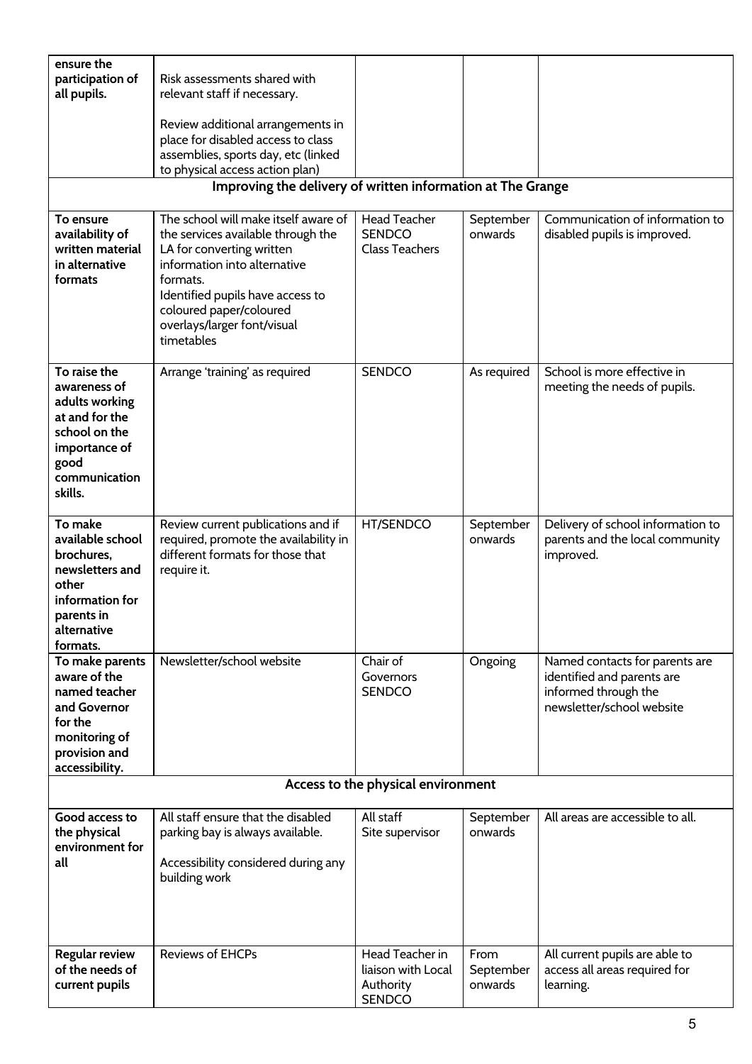| | | | | |
|---|---|---|---|---|
| **ensure the participation of all pupils.** | Risk assessments shared with relevant staff if necessary.<br><br>Review additional arrangements in place for disabled access to class assemblies, sports day, etc (linked to physical access action plan) | | | |
| **Improving the delivery of written information at The Grange** | | | | |
| **To ensure availability of written material in alternative formats** | The school will make itself aware of the services available through the LA for converting written information into alternative formats.<br>Identified pupils have access to coloured paper/coloured overlays/larger font/visual timetables | Head Teacher<br>SENDCO<br>Class Teachers | September onwards | Communication of information to disabled pupils is improved. |
| **To raise the awareness of adults working at and for the school on the importance of good communication skills.** | Arrange 'training' as required | SENDCO | As required | School is more effective in meeting the needs of pupils. |
| **To make available school brochures, newsletters and other information for parents in alternative formats.** | Review current publications and if required, promote the availability in different formats for those that require it. | HT/SENDCO | September onwards | Delivery of school information to parents and the local community improved. |
| **To make parents aware of the named teacher and Governor for the monitoring of provision and accessibility.** | Newsletter/school website | Chair of Governors<br>SENDCO | Ongoing | Named contacts for parents are identified and parents are informed through the newsletter/school website |
| **Access to the physical environment** | | | | |
| **Good access to the physical environment for all** | All staff ensure that the disabled parking bay is always available.<br><br>Accessibility considered during any building work | All staff<br>Site supervisor | September onwards | All areas are accessible to all. |
| **Regular review of the needs of current pupils** | Reviews of EHCPs | Head Teacher in liaison with Local Authority<br>SENDCO | From September onwards | All current pupils are able to access all areas required for learning. |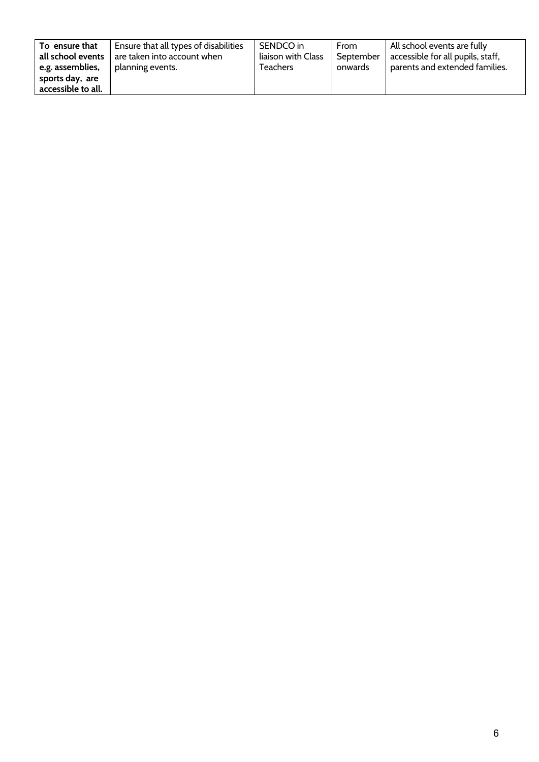| | | | | |
|---|---|---|---|---|
| **To ensure that all school events e.g. assemblies, sports day, are accessible to all.** | Ensure that all types of disabilities are taken into account when planning events. | SENDCO in liaison with Class Teachers | From September onwards | All school events are fully accessible for all pupils, staff, parents and extended families. |